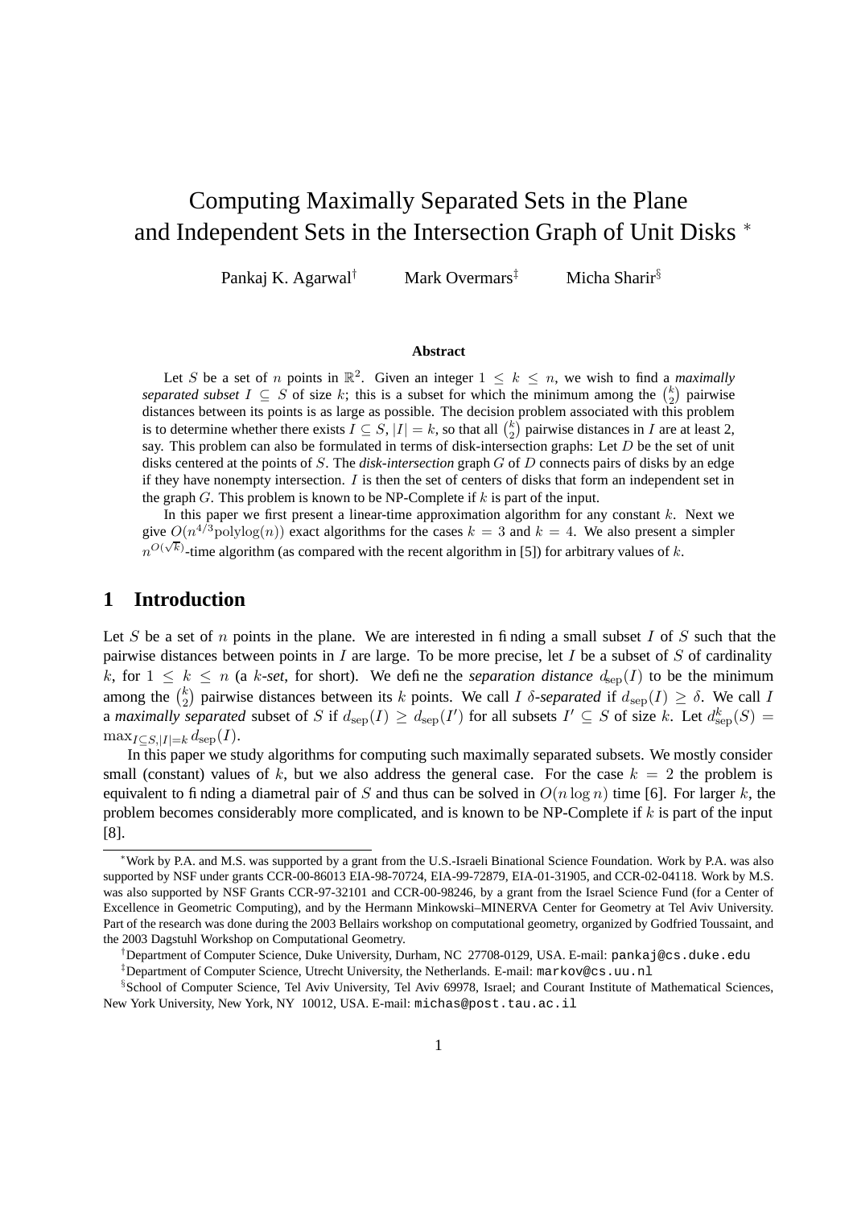# Computing Maximally Separated Sets in the Plane and Independent Sets in the Intersection Graph of Unit Disks *

Pankaj K. Agarwal† Mark Overmars‡ Micha Sharir§

### Abstract

Let $S$ be a set of $n$ points in $\mathbb{R}^2$. Given an integer $1 \leq k \leq n$, we wish to find a *maximally separated subset* $I \subseteq S$ of size $k$; this is a subset for which the minimum among the $\binom{k}{2}$ pairwise distances between its points is as large as possible. The decision problem associated with this problem is to determine whether there exists $I \subseteq S$, $|I| = k$, so that all $\binom{k}{2}$ pairwise distances in $I$ are at least 2, say. This problem can also be formulated in terms of disk-intersection graphs: Let $D$ be the set of unit disks centered at the points of $S$. The *disk-intersection* graph $G$ of $D$ connects pairs of disks by an edge if they have nonempty intersection. $I$ is then the set of centers of disks that form an independent set in the graph $G$. This problem is known to be NP-Complete if $k$ is part of the input.

In this paper we first present a linear-time approximation algorithm for any constant $k$. Next we give $O(n^{4/3}\text{polylog}(n))$ exact algorithms for the cases $k = 3$ and $k = 4$. We also present a simpler $n^{O(\sqrt{k})}$-time algorithm (as compared with the recent algorithm in [5]) for arbitrary values of $k$.

## 1 Introduction

Let $S$ be a set of $n$ points in the plane. We are interested in finding a small subset $I$ of $S$ such that the pairwise distances between points in $I$ are large. To be more precise, let $I$ be a subset of $S$ of cardinality $k$, for $1 \leq k \leq n$ (a *k-set*, for short). We define the *separation distance* $d_{\text{sep}}(I)$ to be the minimum among the $\binom{k}{2}$ pairwise distances between its $k$ points. We call $I$ *$\delta$-separated* if $d_{\text{sep}}(I) \geq \delta$. We call $I$ a *maximally separated* subset of $S$ if $d_{\text{sep}}(I) \geq d_{\text{sep}}(I')$ for all subsets $I' \subseteq S$ of size $k$. Let $d^k_{\text{sep}}(S) = \max_{I \subseteq S, |I|=k} d_{\text{sep}}(I)$.

In this paper we study algorithms for computing such maximally separated subsets. We mostly consider small (constant) values of $k$, but we also address the general case. For the case $k = 2$ the problem is equivalent to finding a diametral pair of $S$ and thus can be solved in $O(n \log n)$ time [6]. For larger $k$, the problem becomes considerably more complicated, and is known to be NP-Complete if $k$ is part of the input [8].

---

*Work by P.A. and M.S. was supported by a grant from the U.S.-Israeli Binational Science Foundation. Work by P.A. was also supported by NSF under grants CCR-00-86013 EIA-98-70724, EIA-99-72879, EIA-01-31905, and CCR-02-04118. Work by M.S. was also supported by NSF Grants CCR-97-32101 and CCR-00-98246, by a grant from the Israel Science Fund (for a Center of Excellence in Geometric Computing), and by the Hermann Minkowski–MINERVA Center for Geometry at Tel Aviv University. Part of the research was done during the 2003 Bellairs workshop on computational geometry, organized by Godfried Toussaint, and the 2003 Dagstuhl Workshop on Computational Geometry.

†Department of Computer Science, Duke University, Durham, NC 27708-0129, USA. E-mail: pankaj@cs.duke.edu

‡Department of Computer Science, Utrecht University, the Netherlands. E-mail: markov@cs.uu.nl

§School of Computer Science, Tel Aviv University, Tel Aviv 69978, Israel; and Courant Institute of Mathematical Sciences, New York University, New York, NY 10012, USA. E-mail: michas@post.tau.ac.il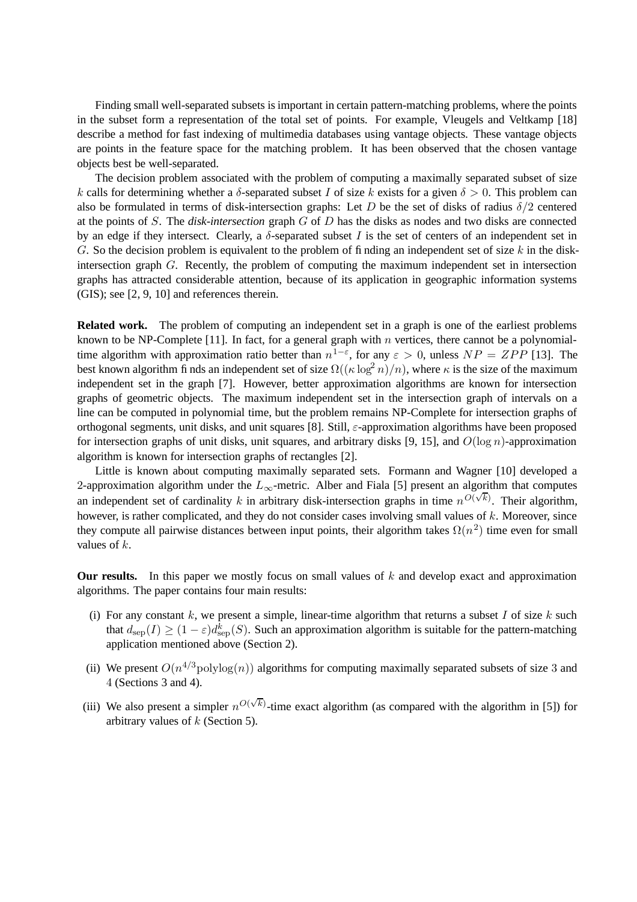Finding small well-separated subsets is important in certain pattern-matching problems, where the points in the subset form a representation of the total set of points. For example, Vleugels and Veltkamp [18] describe a method for fast indexing of multimedia databases using vantage objects. These vantage objects are points in the feature space for the matching problem. It has been observed that the chosen vantage objects best be well-separated.

The decision problem associated with the problem of computing a maximally separated subset of size $k$ calls for determining whether a $\delta$-separated subset $I$ of size $k$ exists for a given $\delta > 0$. This problem can also be formulated in terms of disk-intersection graphs: Let $D$ be the set of disks of radius $\delta/2$ centered at the points of $S$. The *disk-intersection* graph $G$ of $D$ has the disks as nodes and two disks are connected by an edge if they intersect. Clearly, a $\delta$-separated subset $I$ is the set of centers of an independent set in $G$. So the decision problem is equivalent to the problem of finding an independent set of size $k$ in the disk-intersection graph $G$. Recently, the problem of computing the maximum independent set in intersection graphs has attracted considerable attention, because of its application in geographic information systems (GIS); see [2, 9, 10] and references therein.

**Related work.** The problem of computing an independent set in a graph is one of the earliest problems known to be NP-Complete [11]. In fact, for a general graph with $n$ vertices, there cannot be a polynomial-time algorithm with approximation ratio better than $n^{1-\varepsilon}$, for any $\varepsilon > 0$, unless $NP = ZPP$ [13]. The best known algorithm finds an independent set of size $\Omega((\kappa \log^2 n)/n)$, where $\kappa$ is the size of the maximum independent set in the graph [7]. However, better approximation algorithms are known for intersection graphs of geometric objects. The maximum independent set in the intersection graph of intervals on a line can be computed in polynomial time, but the problem remains NP-Complete for intersection graphs of orthogonal segments, unit disks, and unit squares [8]. Still, $\varepsilon$-approximation algorithms have been proposed for intersection graphs of unit disks, unit squares, and arbitrary disks [9, 15], and $O(\log n)$-approximation algorithm is known for intersection graphs of rectangles [2].

Little is known about computing maximally separated sets. Formann and Wagner [10] developed a 2-approximation algorithm under the $L_\infty$-metric. Alber and Fiala [5] present an algorithm that computes an independent set of cardinality $k$ in arbitrary disk-intersection graphs in time $n^{O(\sqrt{k})}$. Their algorithm, however, is rather complicated, and they do not consider cases involving small values of $k$. Moreover, since they compute all pairwise distances between input points, their algorithm takes $\Omega(n^2)$ time even for small values of $k$.

**Our results.** In this paper we mostly focus on small values of $k$ and develop exact and approximation algorithms. The paper contains four main results:

(i) For any constant $k$, we present a simple, linear-time algorithm that returns a subset $I$ of size $k$ such that $d_{\rm sep}(I) \geq (1-\varepsilon)d^k_{\rm sep}(S)$. Such an approximation algorithm is suitable for the pattern-matching application mentioned above (Section 2).

(ii) We present $O(n^{4/3}\mathrm{polylog}(n))$ algorithms for computing maximally separated subsets of size 3 and 4 (Sections 3 and 4).

(iii) We also present a simpler $n^{O(\sqrt{k})}$-time exact algorithm (as compared with the algorithm in [5]) for arbitrary values of $k$ (Section 5).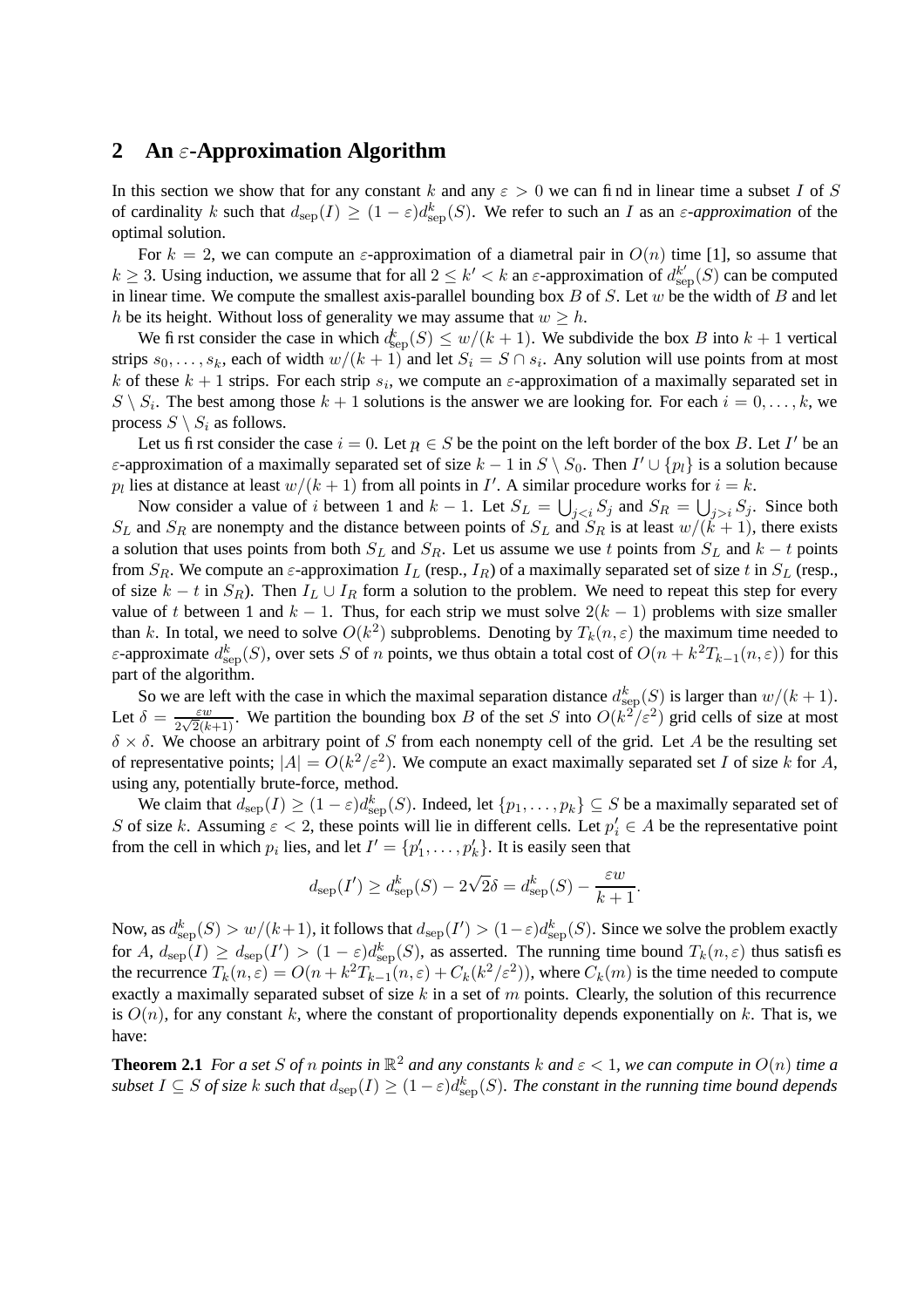## 2 An $\varepsilon$-Approximation Algorithm

In this section we show that for any constant $k$ and any $\varepsilon > 0$ we can find in linear time a subset $I$ of $S$ of cardinality $k$ such that $d_{\mathrm{sep}}(I) \geq (1-\varepsilon)d^k_{\mathrm{sep}}(S)$. We refer to such an $I$ as an *$\varepsilon$-approximation* of the optimal solution.

For $k = 2$, we can compute an $\varepsilon$-approximation of a diametral pair in $O(n)$ time [1], so assume that $k \geq 3$. Using induction, we assume that for all $2 \leq k' < k$ an $\varepsilon$-approximation of $d^{k'}_{\mathrm{sep}}(S)$ can be computed in linear time. We compute the smallest axis-parallel bounding box $B$ of $S$. Let $w$ be the width of $B$ and let $h$ be its height. Without loss of generality we may assume that $w \geq h$.

We first consider the case in which $d^k_{\mathrm{sep}}(S) \leq w/(k+1)$. We subdivide the box $B$ into $k+1$ vertical strips $s_0, \ldots, s_k$, each of width $w/(k+1)$ and let $S_i = S \cap s_i$. Any solution will use points from at most $k$ of these $k+1$ strips. For each strip $s_i$, we compute an $\varepsilon$-approximation of a maximally separated set in $S \setminus S_i$. The best among those $k+1$ solutions is the answer we are looking for. For each $i = 0, \ldots, k$, we process $S \setminus S_i$ as follows.

Let us first consider the case $i = 0$. Let $p_l \in S$ be the point on the left border of the box $B$. Let $I'$ be an $\varepsilon$-approximation of a maximally separated set of size $k-1$ in $S \setminus S_0$. Then $I' \cup \{p_l\}$ is a solution because $p_l$ lies at distance at least $w/(k+1)$ from all points in $I'$. A similar procedure works for $i = k$.

Now consider a value of $i$ between 1 and $k-1$. Let $S_L = \bigcup_{j<i} S_j$ and $S_R = \bigcup_{j>i} S_j$. Since both $S_L$ and $S_R$ are nonempty and the distance between points of $S_L$ and $S_R$ is at least $w/(k+1)$, there exists a solution that uses points from both $S_L$ and $S_R$. Let us assume we use $t$ points from $S_L$ and $k-t$ points from $S_R$. We compute an $\varepsilon$-approximation $I_L$ (resp., $I_R$) of a maximally separated set of size $t$ in $S_L$ (resp., of size $k-t$ in $S_R$). Then $I_L \cup I_R$ form a solution to the problem. We need to repeat this step for every value of $t$ between 1 and $k-1$. Thus, for each strip we must solve $2(k-1)$ problems with size smaller than $k$. In total, we need to solve $O(k^2)$ subproblems. Denoting by $T_k(n, \varepsilon)$ the maximum time needed to $\varepsilon$-approximate $d^k_{\mathrm{sep}}(S)$, over sets $S$ of $n$ points, we thus obtain a total cost of $O(n + k^2 T_{k-1}(n, \varepsilon))$ for this part of the algorithm.

So we are left with the case in which the maximal separation distance $d^k_{\mathrm{sep}}(S)$ is larger than $w/(k+1)$. Let $\delta = \frac{\varepsilon w}{2\sqrt{2}(k+1)}$. We partition the bounding box $B$ of the set $S$ into $O(k^2/\varepsilon^2)$ grid cells of size at most $\delta \times \delta$. We choose an arbitrary point of $S$ from each nonempty cell of the grid. Let $A$ be the resulting set of representative points; $|A| = O(k^2/\varepsilon^2)$. We compute an exact maximally separated set $I$ of size $k$ for $A$, using any, potentially brute-force, method.

We claim that $d_{\mathrm{sep}}(I) \geq (1-\varepsilon)d^k_{\mathrm{sep}}(S)$. Indeed, let $\{p_1, \ldots, p_k\} \subseteq S$ be a maximally separated set of $S$ of size $k$. Assuming $\varepsilon < 2$, these points will lie in different cells. Let $p'_i \in A$ be the representative point from the cell in which $p_i$ lies, and let $I' = \{p'_1, \ldots, p'_k\}$. It is easily seen that

$$d_{\mathrm{sep}}(I') \geq d^k_{\mathrm{sep}}(S) - 2\sqrt{2}\delta = d^k_{\mathrm{sep}}(S) - \frac{\varepsilon w}{k+1}.$$

Now, as $d^k_{\mathrm{sep}}(S) > w/(k+1)$, it follows that $d_{\mathrm{sep}}(I') > (1-\varepsilon)d^k_{\mathrm{sep}}(S)$. Since we solve the problem exactly for $A$, $d_{\mathrm{sep}}(I) \geq d_{\mathrm{sep}}(I') > (1-\varepsilon)d^k_{\mathrm{sep}}(S)$, as asserted. The running time bound $T_k(n, \varepsilon)$ thus satisfies the recurrence $T_k(n, \varepsilon) = O(n + k^2 T_{k-1}(n, \varepsilon) + C_k(k^2/\varepsilon^2))$, where $C_k(m)$ is the time needed to compute exactly a maximally separated subset of size $k$ in a set of $m$ points. Clearly, the solution of this recurrence is $O(n)$, for any constant $k$, where the constant of proportionality depends exponentially on $k$. That is, we have:

**Theorem 2.1** *For a set $S$ of $n$ points in $\mathbb{R}^2$ and any constants $k$ and $\varepsilon < 1$, we can compute in $O(n)$ time a subset $I \subseteq S$ of size $k$ such that $d_{\mathrm{sep}}(I) \geq (1-\varepsilon)d^k_{\mathrm{sep}}(S)$. The constant in the running time bound depends*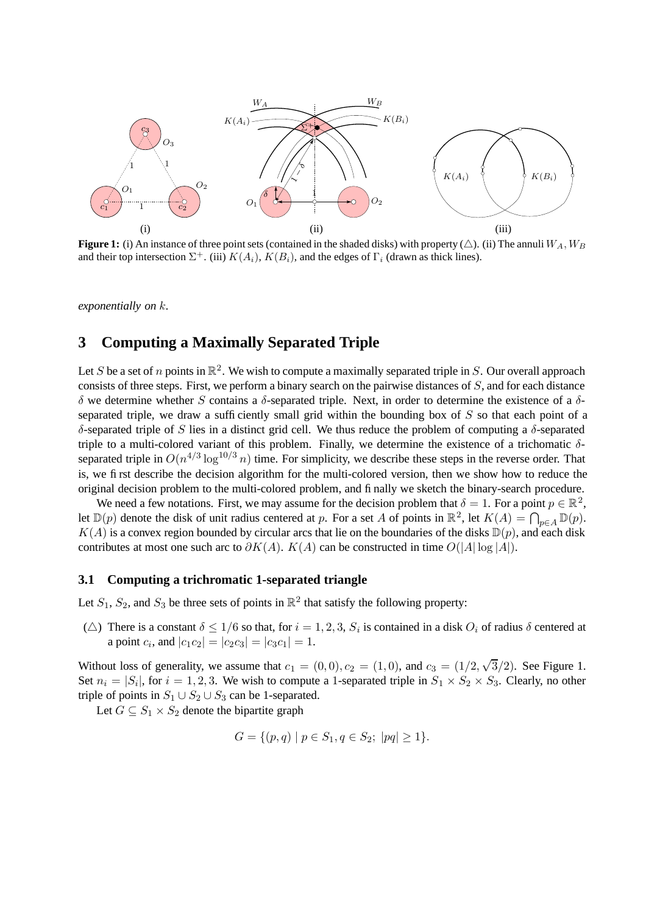**Figure 1:** (i) An instance of three point sets (contained in the shaded disks) with property ($\triangle$). (ii) The annuli $W_A, W_B$ and their top intersection $\Sigma^+$. (iii) $K(A_i)$, $K(B_i)$, and the edges of $\Gamma_i$ (drawn as thick lines).

*exponentially on* $k$.

## 3 Computing a Maximally Separated Triple

Let $S$ be a set of $n$ points in $\mathbb{R}^2$. We wish to compute a maximally separated triple in $S$. Our overall approach consists of three steps. First, we perform a binary search on the pairwise distances of $S$, and for each distance $\delta$ we determine whether $S$ contains a $\delta$-separated triple. Next, in order to determine the existence of a $\delta$-separated triple, we draw a sufficiently small grid within the bounding box of $S$ so that each point of a $\delta$-separated triple of $S$ lies in a distinct grid cell. We thus reduce the problem of computing a $\delta$-separated triple to a multi-colored variant of this problem. Finally, we determine the existence of a trichomatic $\delta$-separated triple in $O(n^{4/3}\log^{10/3} n)$ time. For simplicity, we describe these steps in the reverse order. That is, we first describe the decision algorithm for the multi-colored version, then we show how to reduce the original decision problem to the multi-colored problem, and finally we sketch the binary-search procedure.

We need a few notations. First, we may assume for the decision problem that $\delta = 1$. For a point $p \in \mathbb{R}^2$, let $\mathbb{D}(p)$ denote the disk of unit radius centered at $p$. For a set $A$ of points in $\mathbb{R}^2$, let $K(A) = \bigcap_{p \in A} \mathbb{D}(p)$. $K(A)$ is a convex region bounded by circular arcs that lie on the boundaries of the disks $\mathbb{D}(p)$, and each disk contributes at most one such arc to $\partial K(A)$. $K(A)$ can be constructed in time $O(|A| \log |A|)$.

### 3.1 Computing a trichromatic 1-separated triangle

Let $S_1$, $S_2$, and $S_3$ be three sets of points in $\mathbb{R}^2$ that satisfy the following property:

($\triangle$) There is a constant $\delta \leq 1/6$ so that, for $i = 1, 2, 3$, $S_i$ is contained in a disk $O_i$ of radius $\delta$ centered at a point $c_i$, and $|c_1c_2| = |c_2c_3| = |c_3c_1| = 1$.

Without loss of generality, we assume that $c_1 = (0, 0), c_2 = (1, 0)$, and $c_3 = (1/2, \sqrt{3}/2)$. See Figure 1. Set $n_i = |S_i|$, for $i = 1, 2, 3$. We wish to compute a 1-separated triple in $S_1 \times S_2 \times S_3$. Clearly, no other triple of points in $S_1 \cup S_2 \cup S_3$ can be 1-separated.

Let $G \subseteq S_1 \times S_2$ denote the bipartite graph

$$G = \{(p, q) \mid p \in S_1, q \in S_2;\ |pq| \geq 1\}.$$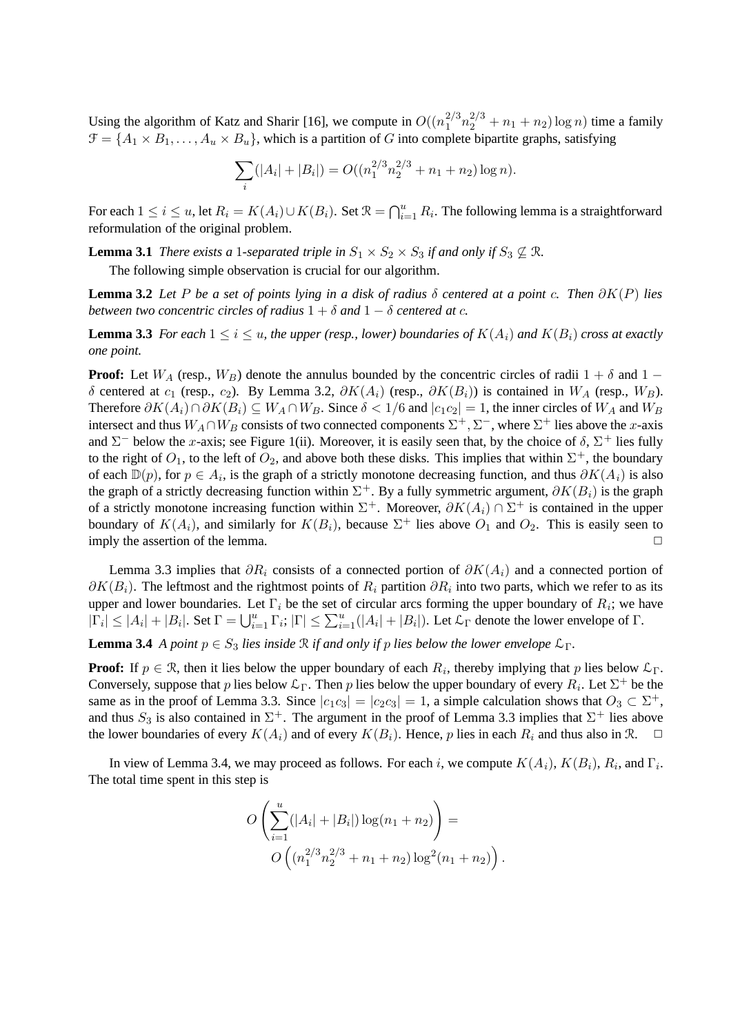Using the algorithm of Katz and Sharir [16], we compute in $O((n_1^{2/3}n_2^{2/3} + n_1 + n_2)\log n)$ time a family $\mathcal{F} = \{A_1 \times B_1, \ldots, A_u \times B_u\}$, which is a partition of $G$ into complete bipartite graphs, satisfying

$$\sum_i (|A_i| + |B_i|) = O((n_1^{2/3}n_2^{2/3} + n_1 + n_2)\log n).$$

For each $1 \le i \le u$, let $R_i = K(A_i) \cup K(B_i)$. Set $\mathcal{R} = \bigcap_{i=1}^{u} R_i$. The following lemma is a straightforward reformulation of the original problem.

**Lemma 3.1** *There exists a 1-separated triple in $S_1 \times S_2 \times S_3$ if and only if $S_3 \not\subseteq \mathcal{R}$.*

The following simple observation is crucial for our algorithm.

**Lemma 3.2** *Let $P$ be a set of points lying in a disk of radius $\delta$ centered at a point $c$. Then $\partial K(P)$ lies between two concentric circles of radius $1+\delta$ and $1-\delta$ centered at $c$.*

**Lemma 3.3** *For each $1 \le i \le u$, the upper (resp., lower) boundaries of $K(A_i)$ and $K(B_i)$ cross at exactly one point.*

**Proof:** Let $W_A$ (resp., $W_B$) denote the annulus bounded by the concentric circles of radii $1+\delta$ and $1-\delta$ centered at $c_1$ (resp., $c_2$). By Lemma 3.2, $\partial K(A_i)$ (resp., $\partial K(B_i)$) is contained in $W_A$ (resp., $W_B$). Therefore $\partial K(A_i) \cap \partial K(B_i) \subseteq W_A \cap W_B$. Since $\delta < 1/6$ and $|c_1c_2| = 1$, the inner circles of $W_A$ and $W_B$ intersect and thus $W_A \cap W_B$ consists of two connected components $\Sigma^+, \Sigma^-$, where $\Sigma^+$ lies above the $x$-axis and $\Sigma^-$ below the $x$-axis; see Figure 1(ii). Moreover, it is easily seen that, by the choice of $\delta$, $\Sigma^+$ lies fully to the right of $O_1$, to the left of $O_2$, and above both these disks. This implies that within $\Sigma^+$, the boundary of each $\mathbb{D}(p)$, for $p \in A_i$, is the graph of a strictly monotone decreasing function, and thus $\partial K(A_i)$ is also the graph of a strictly decreasing function within $\Sigma^+$. By a fully symmetric argument, $\partial K(B_i)$ is the graph of a strictly monotone increasing function within $\Sigma^+$. Moreover, $\partial K(A_i) \cap \Sigma^+$ is contained in the upper boundary of $K(A_i)$, and similarly for $K(B_i)$, because $\Sigma^+$ lies above $O_1$ and $O_2$. This is easily seen to imply the assertion of the lemma. $\Box$

Lemma 3.3 implies that $\partial R_i$ consists of a connected portion of $\partial K(A_i)$ and a connected portion of $\partial K(B_i)$. The leftmost and the rightmost points of $R_i$ partition $\partial R_i$ into two parts, which we refer to as its upper and lower boundaries. Let $\Gamma_i$ be the set of circular arcs forming the upper boundary of $R_i$; we have $|\Gamma_i| \le |A_i| + |B_i|$. Set $\Gamma = \bigcup_{i=1}^{u} \Gamma_i$; $|\Gamma| \le \sum_{i=1}^{u}(|A_i| + |B_i|)$. Let $\mathcal{L}_\Gamma$ denote the lower envelope of $\Gamma$.

**Lemma 3.4** *A point $p \in S_3$ lies inside $\mathcal{R}$ if and only if $p$ lies below the lower envelope $\mathcal{L}_\Gamma$.*

**Proof:** If $p \in \mathcal{R}$, then it lies below the upper boundary of each $R_i$, thereby implying that $p$ lies below $\mathcal{L}_\Gamma$. Conversely, suppose that $p$ lies below $\mathcal{L}_\Gamma$. Then $p$ lies below the upper boundary of every $R_i$. Let $\Sigma^+$ be the same as in the proof of Lemma 3.3. Since $|c_1c_3| = |c_2c_3| = 1$, a simple calculation shows that $O_3 \subset \Sigma^+$, and thus $S_3$ is also contained in $\Sigma^+$. The argument in the proof of Lemma 3.3 implies that $\Sigma^+$ lies above the lower boundaries of every $K(A_i)$ and of every $K(B_i)$. Hence, $p$ lies in each $R_i$ and thus also in $\mathcal{R}$. $\Box$

In view of Lemma 3.4, we may proceed as follows. For each $i$, we compute $K(A_i)$, $K(B_i)$, $R_i$, and $\Gamma_i$. The total time spent in this step is

$$O\left(\sum_{i=1}^{u}(|A_i| + |B_i|)\log(n_1 + n_2)\right) = O\left((n_1^{2/3}n_2^{2/3} + n_1 + n_2)\log^2(n_1 + n_2)\right).$$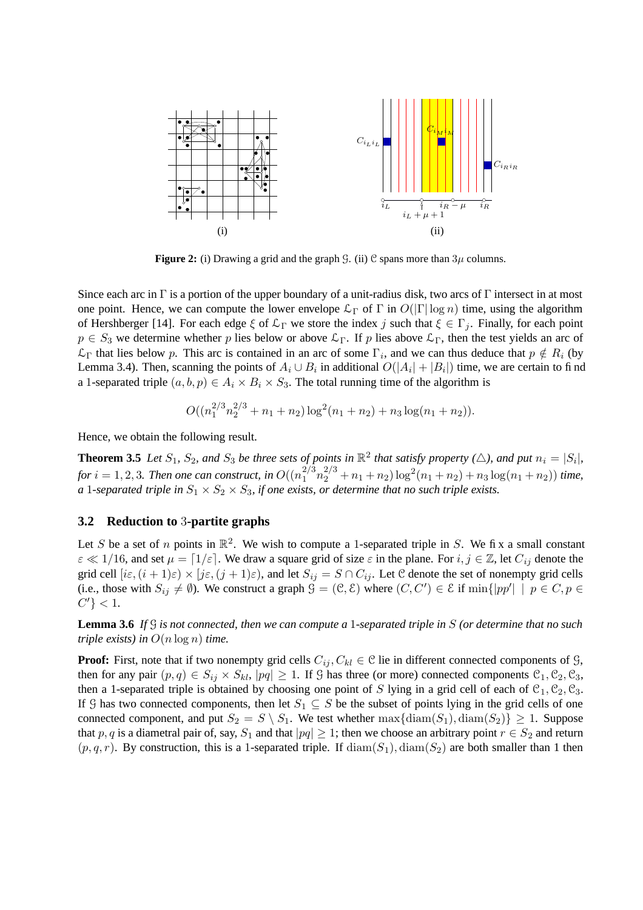**Figure 2:** (i) Drawing a grid and the graph $\mathcal{G}$. (ii) $\mathcal{C}$ spans more than $3\mu$ columns.

Since each arc in $\Gamma$ is a portion of the upper boundary of a unit-radius disk, two arcs of $\Gamma$ intersect in at most one point. Hence, we can compute the lower envelope $\mathcal{L}_\Gamma$ of $\Gamma$ in $O(|\Gamma| \log n)$ time, using the algorithm of Hershberger [14]. For each edge $\xi$ of $\mathcal{L}_\Gamma$ we store the index $j$ such that $\xi \in \Gamma_j$. Finally, for each point $p \in S_3$ we determine whether $p$ lies below or above $\mathcal{L}_\Gamma$. If $p$ lies above $\mathcal{L}_\Gamma$, then the test yields an arc of $\mathcal{L}_\Gamma$ that lies below $p$. This arc is contained in an arc of some $\Gamma_i$, and we can thus deduce that $p \notin R_i$ (by Lemma 3.4). Then, scanning the points of $A_i \cup B_i$ in additional $O(|A_i| + |B_i|)$ time, we are certain to find a 1-separated triple $(a, b, p) \in A_i \times B_i \times S_3$. The total running time of the algorithm is

$$O((n_1^{2/3} n_2^{2/3} + n_1 + n_2) \log^2(n_1 + n_2) + n_3 \log(n_1 + n_2)).$$

Hence, we obtain the following result.

**Theorem 3.5** *Let $S_1$, $S_2$, and $S_3$ be three sets of points in $\mathbb{R}^2$ that satisfy property ($\triangle$), and put $n_i = |S_i|$, for $i = 1, 2, 3$. Then one can construct, in $O((n_1^{2/3} n_2^{2/3} + n_1 + n_2) \log^2(n_1 + n_2) + n_3 \log(n_1 + n_2))$ time, a 1-separated triple in $S_1 \times S_2 \times S_3$, if one exists, or determine that no such triple exists.*

### 3.2 Reduction to 3-partite graphs

Let $S$ be a set of $n$ points in $\mathbb{R}^2$. We wish to compute a 1-separated triple in $S$. We fix a small constant $\varepsilon \ll 1/16$, and set $\mu = \lceil 1/\varepsilon \rceil$. We draw a square grid of size $\varepsilon$ in the plane. For $i, j \in \mathbb{Z}$, let $C_{ij}$ denote the grid cell $[i\varepsilon, (i+1)\varepsilon) \times [j\varepsilon, (j+1)\varepsilon)$, and let $S_{ij} = S \cap C_{ij}$. Let $\mathcal{C}$ denote the set of nonempty grid cells (i.e., those with $S_{ij} \neq \emptyset$). We construct a graph $\mathcal{G} = (\mathcal{C}, \mathcal{E})$ where $(C, C') \in \mathcal{E}$ if $\min\{|pp'| \mid p \in C, p \in C'\} < 1$.

**Lemma 3.6** *If $\mathcal{G}$ is not connected, then we can compute a 1-separated triple in $S$ (or determine that no such triple exists) in $O(n \log n)$ time.*

**Proof:** First, note that if two nonempty grid cells $C_{ij}, C_{kl} \in \mathcal{C}$ lie in different connected components of $\mathcal{G}$, then for any pair $(p, q) \in S_{ij} \times S_{kl}$, $|pq| \geq 1$. If $\mathcal{G}$ has three (or more) connected components $\mathcal{C}_1, \mathcal{C}_2, \mathcal{C}_3$, then a 1-separated triple is obtained by choosing one point of $S$ lying in a grid cell of each of $\mathcal{C}_1, \mathcal{C}_2, \mathcal{C}_3$. If $\mathcal{G}$ has two connected components, then let $S_1 \subseteq S$ be the subset of points lying in the grid cells of one connected component, and put $S_2 = S \setminus S_1$. We test whether $\max\{\operatorname{diam}(S_1), \operatorname{diam}(S_2)\} \geq 1$. Suppose that $p, q$ is a diametral pair of, say, $S_1$ and that $|pq| \geq 1$; then we choose an arbitrary point $r \in S_2$ and return $(p, q, r)$. By construction, this is a 1-separated triple. If $\operatorname{diam}(S_1), \operatorname{diam}(S_2)$ are both smaller than 1 then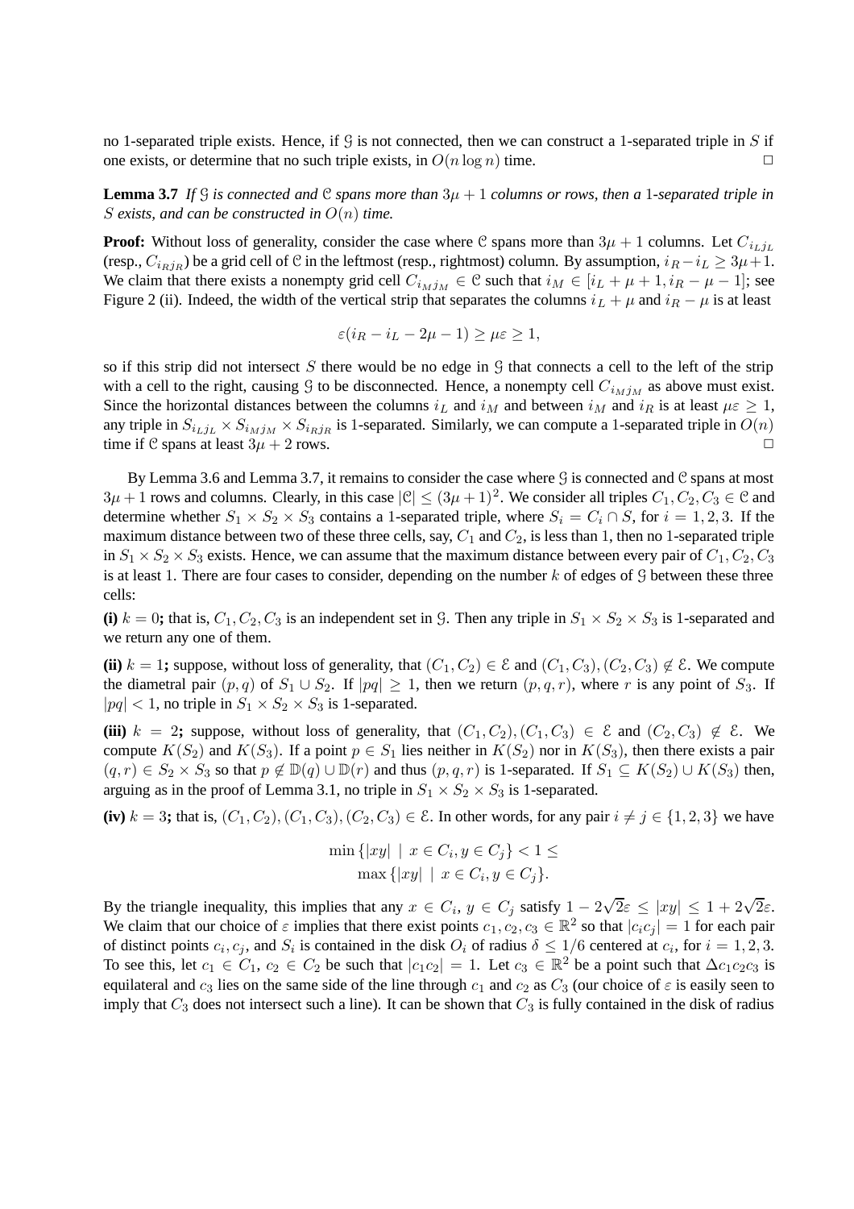no 1-separated triple exists. Hence, if $\mathcal{G}$ is not connected, then we can construct a 1-separated triple in $S$ if one exists, or determine that no such triple exists, in $O(n \log n)$ time. □

**Lemma 3.7** *If $\mathcal{G}$ is connected and $\mathcal{C}$ spans more than $3\mu + 1$ columns or rows, then a 1-separated triple in $S$ exists, and can be constructed in $O(n)$ time.*

**Proof:** Without loss of generality, consider the case where $\mathcal{C}$ spans more than $3\mu + 1$ columns. Let $C_{i_L j_L}$ (resp., $C_{i_R j_R}$) be a grid cell of $\mathcal{C}$ in the leftmost (resp., rightmost) column. By assumption, $i_R - i_L \geq 3\mu + 1$. We claim that there exists a nonempty grid cell $C_{i_M j_M} \in \mathcal{C}$ such that $i_M \in [i_L + \mu + 1, i_R - \mu - 1]$; see Figure 2 (ii). Indeed, the width of the vertical strip that separates the columns $i_L + \mu$ and $i_R - \mu$ is at least

$$\varepsilon(i_R - i_L - 2\mu - 1) \geq \mu\varepsilon \geq 1,$$

so if this strip did not intersect $S$ there would be no edge in $\mathcal{G}$ that connects a cell to the left of the strip with a cell to the right, causing $\mathcal{G}$ to be disconnected. Hence, a nonempty cell $C_{i_M j_M}$ as above must exist. Since the horizontal distances between the columns $i_L$ and $i_M$ and between $i_M$ and $i_R$ is at least $\mu\varepsilon \geq 1$, any triple in $S_{i_L j_L} \times S_{i_M j_M} \times S_{i_R j_R}$ is 1-separated. Similarly, we can compute a 1-separated triple in $O(n)$ time if $\mathcal{C}$ spans at least $3\mu + 2$ rows. □

By Lemma 3.6 and Lemma 3.7, it remains to consider the case where $\mathcal{G}$ is connected and $\mathcal{C}$ spans at most $3\mu + 1$ rows and columns. Clearly, in this case $|\mathcal{C}| \leq (3\mu + 1)^2$. We consider all triples $C_1, C_2, C_3 \in \mathcal{C}$ and determine whether $S_1 \times S_2 \times S_3$ contains a 1-separated triple, where $S_i = C_i \cap S$, for $i = 1, 2, 3$. If the maximum distance between two of these three cells, say, $C_1$ and $C_2$, is less than 1, then no 1-separated triple in $S_1 \times S_2 \times S_3$ exists. Hence, we can assume that the maximum distance between every pair of $C_1, C_2, C_3$ is at least 1. There are four cases to consider, depending on the number $k$ of edges of $\mathcal{G}$ between these three cells:

**(i)** $k = 0$**;** that is, $C_1, C_2, C_3$ is an independent set in $\mathcal{G}$. Then any triple in $S_1 \times S_2 \times S_3$ is 1-separated and we return any one of them.

**(ii)** $k = 1$**;** suppose, without loss of generality, that $(C_1, C_2) \in \mathcal{E}$ and $(C_1, C_3), (C_2, C_3) \notin \mathcal{E}$. We compute the diametral pair $(p, q)$ of $S_1 \cup S_2$. If $|pq| \geq 1$, then we return $(p, q, r)$, where $r$ is any point of $S_3$. If $|pq| < 1$, no triple in $S_1 \times S_2 \times S_3$ is 1-separated.

**(iii)** $k = 2$**;** suppose, without loss of generality, that $(C_1, C_2), (C_1, C_3) \in \mathcal{E}$ and $(C_2, C_3) \notin \mathcal{E}$. We compute $K(S_2)$ and $K(S_3)$. If a point $p \in S_1$ lies neither in $K(S_2)$ nor in $K(S_3)$, then there exists a pair $(q, r) \in S_2 \times S_3$ so that $p \notin \mathbb{D}(q) \cup \mathbb{D}(r)$ and thus $(p, q, r)$ is 1-separated. If $S_1 \subseteq K(S_2) \cup K(S_3)$ then, arguing as in the proof of Lemma 3.1, no triple in $S_1 \times S_2 \times S_3$ is 1-separated.

**(iv)** $k = 3$**;** that is, $(C_1, C_2), (C_1, C_3), (C_2, C_3) \in \mathcal{E}$. In other words, for any pair $i \neq j \in \{1, 2, 3\}$ we have

$$\min\{|xy| \mid x \in C_i, y \in C_j\} < 1 \leq \max\{|xy| \mid x \in C_i, y \in C_j\}.$$

By the triangle inequality, this implies that any $x \in C_i$, $y \in C_j$ satisfy $1 - 2\sqrt{2}\varepsilon \leq |xy| \leq 1 + 2\sqrt{2}\varepsilon$. We claim that our choice of $\varepsilon$ implies that there exist points $c_1, c_2, c_3 \in \mathbb{R}^2$ so that $|c_i c_j| = 1$ for each pair of distinct points $c_i, c_j$, and $S_i$ is contained in the disk $O_i$ of radius $\delta \leq 1/6$ centered at $c_i$, for $i = 1, 2, 3$. To see this, let $c_1 \in C_1$, $c_2 \in C_2$ be such that $|c_1 c_2| = 1$. Let $c_3 \in \mathbb{R}^2$ be a point such that $\Delta c_1 c_2 c_3$ is equilateral and $c_3$ lies on the same side of the line through $c_1$ and $c_2$ as $C_3$ (our choice of $\varepsilon$ is easily seen to imply that $C_3$ does not intersect such a line). It can be shown that $C_3$ is fully contained in the disk of radius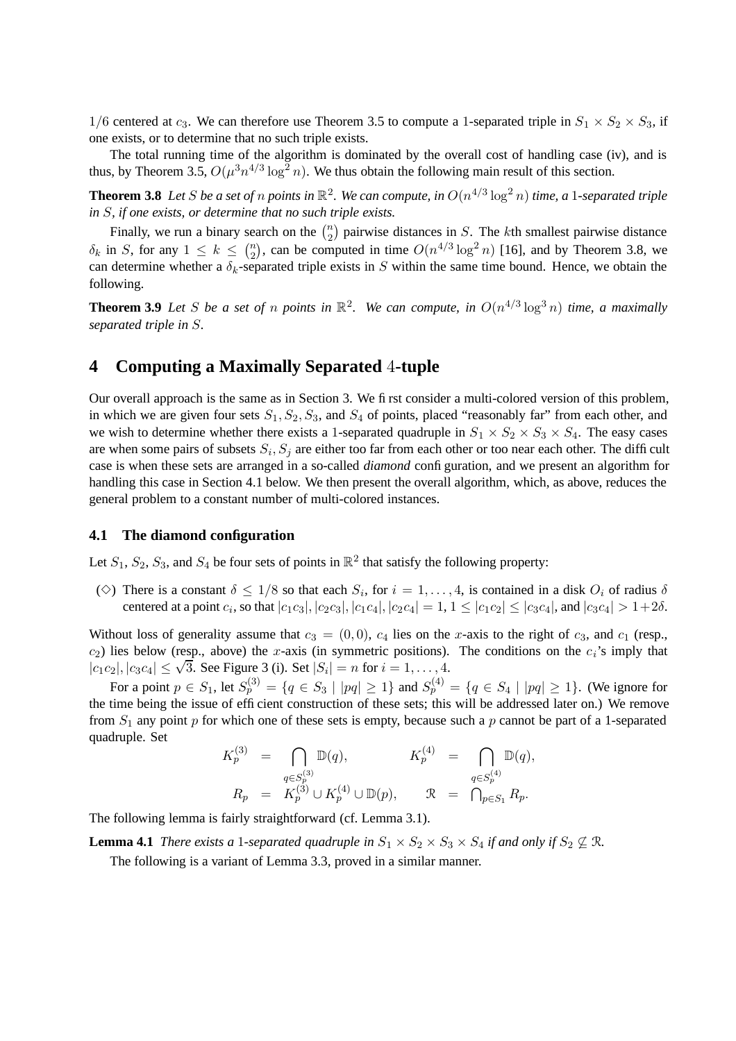$1/6$ centered at $c_3$. We can therefore use Theorem 3.5 to compute a 1-separated triple in $S_1 \times S_2 \times S_3$, if one exists, or to determine that no such triple exists.

The total running time of the algorithm is dominated by the overall cost of handling case (iv), and is thus, by Theorem 3.5, $O(\mu^3 n^{4/3} \log^2 n)$. We thus obtain the following main result of this section.

**Theorem 3.8** *Let $S$ be a set of $n$ points in $\mathbb{R}^2$. We can compute, in $O(n^{4/3} \log^2 n)$ time, a 1-separated triple in $S$, if one exists, or determine that no such triple exists.*

Finally, we run a binary search on the $\binom{n}{2}$ pairwise distances in $S$. The $k$th smallest pairwise distance $\delta_k$ in $S$, for any $1 \le k \le \binom{n}{2}$, can be computed in time $O(n^{4/3} \log^2 n)$ [16], and by Theorem 3.8, we can determine whether a $\delta_k$-separated triple exists in $S$ within the same time bound. Hence, we obtain the following.

**Theorem 3.9** *Let $S$ be a set of $n$ points in $\mathbb{R}^2$. We can compute, in $O(n^{4/3} \log^3 n)$ time, a maximally separated triple in $S$.*

# 4 Computing a Maximally Separated 4-tuple

Our overall approach is the same as in Section 3. We first consider a multi-colored version of this problem, in which we are given four sets $S_1, S_2, S_3$, and $S_4$ of points, placed "reasonably far" from each other, and we wish to determine whether there exists a 1-separated quadruple in $S_1 \times S_2 \times S_3 \times S_4$. The easy cases are when some pairs of subsets $S_i, S_j$ are either too far from each other or too near each other. The difficult case is when these sets are arranged in a so-called *diamond* configuration, and we present an algorithm for handling this case in Section 4.1 below. We then present the overall algorithm, which, as above, reduces the general problem to a constant number of multi-colored instances.

## 4.1 The diamond configuration

Let $S_1$, $S_2$, $S_3$, and $S_4$ be four sets of points in $\mathbb{R}^2$ that satisfy the following property:

($\diamond$) There is a constant $\delta \le 1/8$ so that each $S_i$, for $i = 1, \ldots, 4$, is contained in a disk $O_i$ of radius $\delta$ centered at a point $c_i$, so that $|c_1c_3|, |c_2c_3|, |c_1c_4|, |c_2c_4| = 1$, $1 \le |c_1c_2| \le |c_3c_4|$, and $|c_3c_4| > 1+2\delta$.

Without loss of generality assume that $c_3 = (0, 0)$, $c_4$ lies on the $x$-axis to the right of $c_3$, and $c_1$ (resp., $c_2$) lies below (resp., above) the $x$-axis (in symmetric positions). The conditions on the $c_i$'s imply that $|c_1c_2|, |c_3c_4| \le \sqrt{3}$. See Figure 3 (i). Set $|S_i| = n$ for $i = 1, \ldots, 4$.

For a point $p \in S_1$, let $S_p^{(3)} = \{q \in S_3 \mid |pq| \ge 1\}$ and $S_p^{(4)} = \{q \in S_4 \mid |pq| \ge 1\}$. (We ignore for the time being the issue of efficient construction of these sets; this will be addressed later on.) We remove from $S_1$ any point $p$ for which one of these sets is empty, because such a $p$ cannot be part of a 1-separated quadruple. Set

$$
\begin{aligned}
K_p^{(3)} &= \bigcap_{q \in S_p^{(3)}} \mathbb{D}(q), & K_p^{(4)} &= \bigcap_{q \in S_p^{(4)}} \mathbb{D}(q), \\
R_p &= K_p^{(3)} \cup K_p^{(4)} \cup \mathbb{D}(p), & \mathcal{R} &= \bigcap_{p \in S_1} R_p.
\end{aligned}
$$

The following lemma is fairly straightforward (cf. Lemma 3.1).

**Lemma 4.1** *There exists a 1-separated quadruple in $S_1 \times S_2 \times S_3 \times S_4$ if and only if $S_2 \not\subseteq \mathcal{R}$.*

The following is a variant of Lemma 3.3, proved in a similar manner.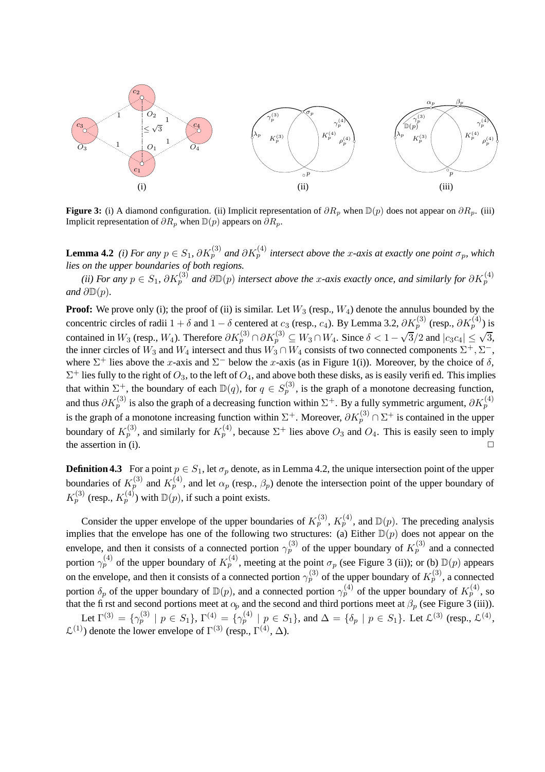**Figure 3:** (i) A diamond configuration. (ii) Implicit representation of $\partial R_p$ when $\mathbb{D}(p)$ does not appear on $\partial R_p$. (iii) Implicit representation of $\partial R_p$ when $\mathbb{D}(p)$ appears on $\partial R_p$.

**Lemma 4.2** *(i) For any $p \in S_1$, $\partial K_p^{(3)}$ and $\partial K_p^{(4)}$ intersect above the $x$-axis at exactly one point $\sigma_p$, which lies on the upper boundaries of both regions.*

*(ii) For any $p \in S_1$, $\partial K_p^{(3)}$ and $\partial \mathbb{D}(p)$ intersect above the $x$-axis exactly once, and similarly for $\partial K_p^{(4)}$ and $\partial \mathbb{D}(p)$.*

**Proof:** We prove only (i); the proof of (ii) is similar. Let $W_3$ (resp., $W_4$) denote the annulus bounded by the concentric circles of radii $1+\delta$ and $1-\delta$ centered at $c_3$ (resp., $c_4$). By Lemma 3.2, $\partial K_p^{(3)}$ (resp., $\partial K_p^{(4)}$) is contained in $W_3$ (resp., $W_4$). Therefore $\partial K_p^{(3)} \cap \partial K_p^{(3)} \subseteq W_3 \cap W_4$. Since $\delta < 1 - \sqrt{3}/2$ and $|c_3 c_4| \leq \sqrt{3}$, the inner circles of $W_3$ and $W_4$ intersect and thus $W_3 \cap W_4$ consists of two connected components $\Sigma^+, \Sigma^-$, where $\Sigma^+$ lies above the $x$-axis and $\Sigma^-$ below the $x$-axis (as in Figure 1(i)). Moreover, by the choice of $\delta$, $\Sigma^+$ lies fully to the right of $O_3$, to the left of $O_4$, and above both these disks, as is easily verified. This implies that within $\Sigma^+$, the boundary of each $\mathbb{D}(q)$, for $q \in S_p^{(3)}$, is the graph of a monotone decreasing function, and thus $\partial K_p^{(3)}$ is also the graph of a decreasing function within $\Sigma^+$. By a fully symmetric argument, $\partial K_p^{(4)}$ is the graph of a monotone increasing function within $\Sigma^+$. Moreover, $\partial K_p^{(3)} \cap \Sigma^+$ is contained in the upper boundary of $K_p^{(3)}$, and similarly for $K_p^{(4)}$, because $\Sigma^+$ lies above $O_3$ and $O_4$. This is easily seen to imply the assertion in (i). $\Box$

**Definition 4.3** For a point $p \in S_1$, let $\sigma_p$ denote, as in Lemma 4.2, the unique intersection point of the upper boundaries of $K_p^{(3)}$ and $K_p^{(4)}$, and let $\alpha_p$ (resp., $\beta_p$) denote the intersection point of the upper boundary of $K_p^{(3)}$ (resp., $K_p^{(4)}$) with $\mathbb{D}(p)$, if such a point exists.

Consider the upper envelope of the upper boundaries of $K_p^{(3)}$, $K_p^{(4)}$, and $\mathbb{D}(p)$. The preceding analysis implies that the envelope has one of the following two structures: (a) Either $\mathbb{D}(p)$ does not appear on the envelope, and then it consists of a connected portion $\gamma_p^{(3)}$ of the upper boundary of $K_p^{(3)}$ and a connected portion $\gamma_p^{(4)}$ of the upper boundary of $K_p^{(4)}$, meeting at the point $\sigma_p$ (see Figure 3 (ii)); or (b) $\mathbb{D}(p)$ appears on the envelope, and then it consists of a connected portion $\gamma_p^{(3)}$ of the upper boundary of $K_p^{(3)}$, a connected portion $\delta_p$ of the upper boundary of $\mathbb{D}(p)$, and a connected portion $\gamma_p^{(4)}$ of the upper boundary of $K_p^{(4)}$, so that the first and second portions meet at $\alpha_p$ and the second and third portions meet at $\beta_p$ (see Figure 3 (iii)).

Let $\Gamma^{(3)} = \{\gamma_p^{(3)} \mid p \in S_1\}$, $\Gamma^{(4)} = \{\gamma_p^{(4)} \mid p \in S_1\}$, and $\Delta = \{\delta_p \mid p \in S_1\}$. Let $\mathcal{L}^{(3)}$ (resp., $\mathcal{L}^{(4)}$, $\mathcal{L}^{(1)}$) denote the lower envelope of $\Gamma^{(3)}$ (resp., $\Gamma^{(4)}$, $\Delta$).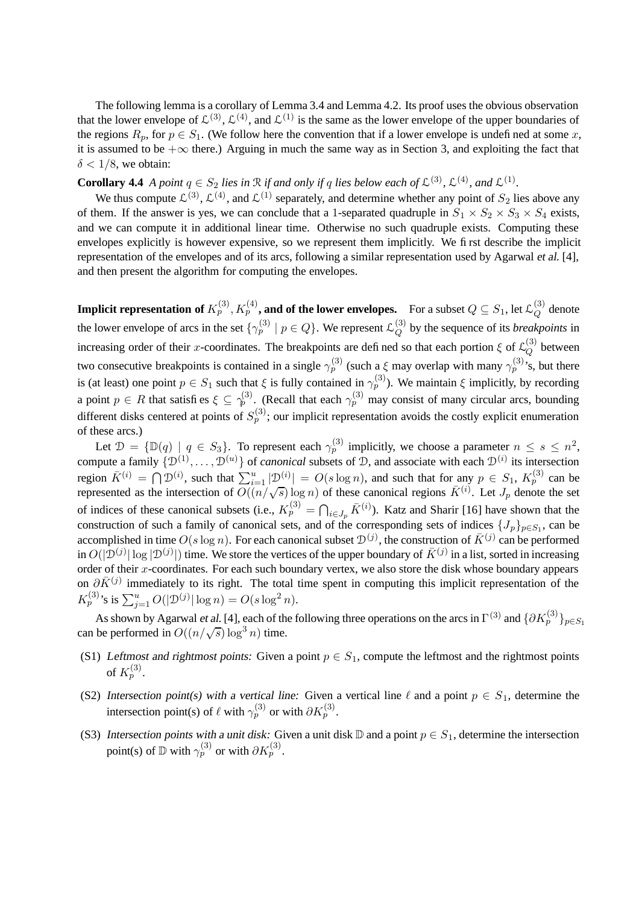The following lemma is a corollary of Lemma 3.4 and Lemma 4.2. Its proof uses the obvious observation that the lower envelope of $\mathcal{L}^{(3)}$, $\mathcal{L}^{(4)}$, and $\mathcal{L}^{(1)}$ is the same as the lower envelope of the upper boundaries of the regions $R_p$, for $p \in S_1$. (We follow here the convention that if a lower envelope is undefined at some $x$, it is assumed to be $+\infty$ there.) Arguing in much the same way as in Section 3, and exploiting the fact that $\delta < 1/8$, we obtain:

**Corollary 4.4** *A point $q \in S_2$ lies in $\mathcal{R}$ if and only if $q$ lies below each of $\mathcal{L}^{(3)}$, $\mathcal{L}^{(4)}$, and $\mathcal{L}^{(1)}$.*

We thus compute $\mathcal{L}^{(3)}$, $\mathcal{L}^{(4)}$, and $\mathcal{L}^{(1)}$ separately, and determine whether any point of $S_2$ lies above any of them. If the answer is yes, we can conclude that a 1-separated quadruple in $S_1 \times S_2 \times S_3 \times S_4$ exists, and we can compute it in additional linear time. Otherwise no such quadruple exists. Computing these envelopes explicitly is however expensive, so we represent them implicitly. We first describe the implicit representation of the envelopes and of its arcs, following a similar representation used by Agarwal *et al.* [4], and then present the algorithm for computing the envelopes.

**Implicit representation of $K_p^{(3)}, K_p^{(4)}$, and of the lower envelopes.** For a subset $Q \subseteq S_1$, let $\mathcal{L}_Q^{(3)}$ denote the lower envelope of arcs in the set $\{\gamma_p^{(3)} \mid p \in Q\}$. We represent $\mathcal{L}_Q^{(3)}$ by the sequence of its *breakpoints* in increasing order of their $x$-coordinates. The breakpoints are defined so that each portion $\xi$ of $\mathcal{L}_Q^{(3)}$ between two consecutive breakpoints is contained in a single $\gamma_p^{(3)}$ (such a $\xi$ may overlap with many $\gamma_p^{(3)}$'s, but there is (at least) one point $p \in S_1$ such that $\xi$ is fully contained in $\gamma_p^{(3)}$). We maintain $\xi$ implicitly, by recording a point $p \in R$ that satisfies $\xi \subseteq \gamma_p^{(3)}$. (Recall that each $\gamma_p^{(3)}$ may consist of many circular arcs, bounding different disks centered at points of $S_p^{(3)}$; our implicit representation avoids the costly explicit enumeration of these arcs.)

Let $\mathcal{D} = \{\mathbb{D}(q) \mid q \in S_3\}$. To represent each $\gamma_p^{(3)}$ implicitly, we choose a parameter $n \leq s \leq n^2$, compute a family $\{\mathcal{D}^{(1)}, \ldots, \mathcal{D}^{(u)}\}$ of *canonical* subsets of $\mathcal{D}$, and associate with each $\mathcal{D}^{(i)}$ its intersection region $\bar{K}^{(i)} = \bigcap \mathcal{D}^{(i)}$, such that $\sum_{i=1}^{u} |\mathcal{D}^{(i)}| = O(s \log n)$, and such that for any $p \in S_1$, $K_p^{(3)}$ can be represented as the intersection of $O((n/\sqrt{s}) \log n)$ of these canonical regions $\bar{K}^{(i)}$. Let $J_p$ denote the set of indices of these canonical subsets (i.e., $K_p^{(3)} = \bigcap_{i \in J_p} \bar{K}^{(i)}$). Katz and Sharir [16] have shown that the construction of such a family of canonical sets, and of the corresponding sets of indices $\{J_p\}_{p \in S_1}$, can be accomplished in time $O(s \log n)$. For each canonical subset $\mathcal{D}^{(j)}$, the construction of $\bar{K}^{(j)}$ can be performed in $O(|\mathcal{D}^{(j)}| \log |\mathcal{D}^{(j)}|)$ time. We store the vertices of the upper boundary of $\bar{K}^{(j)}$ in a list, sorted in increasing order of their $x$-coordinates. For each such boundary vertex, we also store the disk whose boundary appears on $\partial \bar{K}^{(j)}$ immediately to its right. The total time spent in computing this implicit representation of the $K_p^{(3)}$'s is $\sum_{j=1}^{u} O(|\mathcal{D}^{(j)}| \log n) = O(s \log^2 n)$.

As shown by Agarwal *et al.* [4], each of the following three operations on the arcs in $\Gamma^{(3)}$ and $\{\partial K_p^{(3)}\}_{p \in S_1}$ can be performed in $O((n/\sqrt{s}) \log^3 n)$ time.

(S1) *Leftmost and rightmost points:* Given a point $p \in S_1$, compute the leftmost and the rightmost points of $K_p^{(3)}$.

(S2) *Intersection point(s) with a vertical line:* Given a vertical line $\ell$ and a point $p \in S_1$, determine the intersection point(s) of $\ell$ with $\gamma_p^{(3)}$ or with $\partial K_p^{(3)}$.

(S3) *Intersection points with a unit disk:* Given a unit disk $\mathbb{D}$ and a point $p \in S_1$, determine the intersection point(s) of $\mathbb{D}$ with $\gamma_p^{(3)}$ or with $\partial K_p^{(3)}$.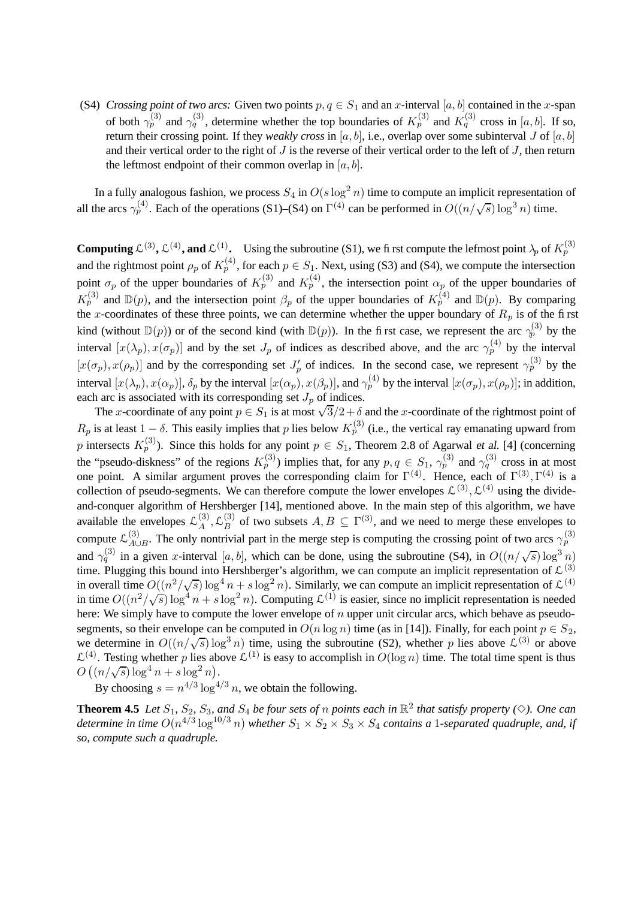(S4) *Crossing point of two arcs:* Given two points $p, q \in S_1$ and an $x$-interval $[a, b]$ contained in the $x$-span of both $\gamma_p^{(3)}$ and $\gamma_q^{(3)}$, determine whether the top boundaries of $K_p^{(3)}$ and $K_q^{(3)}$ cross in $[a, b]$. If so, return their crossing point. If they *weakly cross* in $[a, b]$, i.e., overlap over some subinterval $J$ of $[a, b]$ and their vertical order to the right of $J$ is the reverse of their vertical order to the left of $J$, then return the leftmost endpoint of their common overlap in $[a, b]$.

In a fully analogous fashion, we process $S_4$ in $O(s \log^2 n)$ time to compute an implicit representation of all the arcs $\gamma_p^{(4)}$. Each of the operations (S1)–(S4) on $\Gamma^{(4)}$ can be performed in $O((n/\sqrt{s}) \log^3 n)$ time.

**Computing $\mathcal{L}^{(3)}$, $\mathcal{L}^{(4)}$, and $\mathcal{L}^{(1)}$.** Using the subroutine (S1), we first compute the lefmost point $\lambda_p$ of $K_p^{(3)}$ and the rightmost point $\rho_p$ of $K_p^{(4)}$, for each $p \in S_1$. Next, using (S3) and (S4), we compute the intersection point $\sigma_p$ of the upper boundaries of $K_p^{(3)}$ and $K_p^{(4)}$, the intersection point $\alpha_p$ of the upper boundaries of $K_p^{(3)}$ and $\mathbb{D}(p)$, and the intersection point $\beta_p$ of the upper boundaries of $K_p^{(4)}$ and $\mathbb{D}(p)$. By comparing the $x$-coordinates of these three points, we can determine whether the upper boundary of $R_p$ is of the first kind (without $\mathbb{D}(p)$) or of the second kind (with $\mathbb{D}(p)$). In the first case, we represent the arc $\gamma_p^{(3)}$ by the interval $[x(\lambda_p), x(\sigma_p)]$ and by the set $J_p$ of indices as described above, and the arc $\gamma_p^{(4)}$ by the interval $[x(\sigma_p), x(\rho_p)]$ and by the corresponding set $J'_p$ of indices. In the second case, we represent $\gamma_p^{(3)}$ by the interval $[x(\lambda_p), x(\alpha_p)]$, $\delta_p$ by the interval $[x(\alpha_p), x(\beta_p)]$, and $\gamma_p^{(4)}$ by the interval $[x(\sigma_p), x(\rho_p)]$; in addition, each arc is associated with its corresponding set $J_p$ of indices.

The $x$-coordinate of any point $p \in S_1$ is at most $\sqrt{3}/2 + \delta$ and the $x$-coordinate of the rightmost point of $R_p$ is at least $1 - \delta$. This easily implies that $p$ lies below $K_p^{(3)}$ (i.e., the vertical ray emanating upward from $p$ intersects $K_p^{(3)}$). Since this holds for any point $p \in S_1$, Theorem 2.8 of Agarwal *et al.* [4] (concerning the "pseudo-diskness" of the regions $K_p^{(3)}$) implies that, for any $p, q \in S_1$, $\gamma_p^{(3)}$ and $\gamma_q^{(3)}$ cross in at most one point. A similar argument proves the corresponding claim for $\Gamma^{(4)}$. Hence, each of $\Gamma^{(3)}, \Gamma^{(4)}$ is a collection of pseudo-segments. We can therefore compute the lower envelopes $\mathcal{L}^{(3)}, \mathcal{L}^{(4)}$ using the divide-and-conquer algorithm of Hershberger [14], mentioned above. In the main step of this algorithm, we have available the envelopes $\mathcal{L}_A^{(3)}, \mathcal{L}_B^{(3)}$ of two subsets $A, B \subseteq \Gamma^{(3)}$, and we need to merge these envelopes to compute $\mathcal{L}_{A \cup B}^{(3)}$. The only nontrivial part in the merge step is computing the crossing point of two arcs $\gamma_p^{(3)}$ and $\gamma_q^{(3)}$ in a given $x$-interval $[a, b]$, which can be done, using the subroutine (S4), in $O((n/\sqrt{s}) \log^3 n)$ time. Plugging this bound into Hershberger's algorithm, we can compute an implicit representation of $\mathcal{L}^{(3)}$ in overall time $O((n^2/\sqrt{s}) \log^4 n + s \log^2 n)$. Similarly, we can compute an implicit representation of $\mathcal{L}^{(4)}$ in time $O((n^2/\sqrt{s}) \log^4 n + s \log^2 n)$. Computing $\mathcal{L}^{(1)}$ is easier, since no implicit representation is needed here: We simply have to compute the lower envelope of $n$ upper unit circular arcs, which behave as pseudo-segments, so their envelope can be computed in $O(n \log n)$ time (as in [14]). Finally, for each point $p \in S_2$, we determine in $O((n/\sqrt{s}) \log^3 n)$ time, using the subroutine (S2), whether $p$ lies above $\mathcal{L}^{(3)}$ or above $\mathcal{L}^{(4)}$. Testing whether $p$ lies above $\mathcal{L}^{(1)}$ is easy to accomplish in $O(\log n)$ time. The total time spent is thus $O\left((n/\sqrt{s}) \log^4 n + s \log^2 n\right)$.

By choosing $s = n^{4/3} \log^{4/3} n$, we obtain the following.

**Theorem 4.5** *Let $S_1$, $S_2$, $S_3$, and $S_4$ be four sets of $n$ points each in $\mathbb{R}^2$ that satisfy property ($\diamond$). One can determine in time $O(n^{4/3} \log^{10/3} n)$ whether $S_1 \times S_2 \times S_3 \times S_4$ contains a 1-separated quadruple, and, if so, compute such a quadruple.*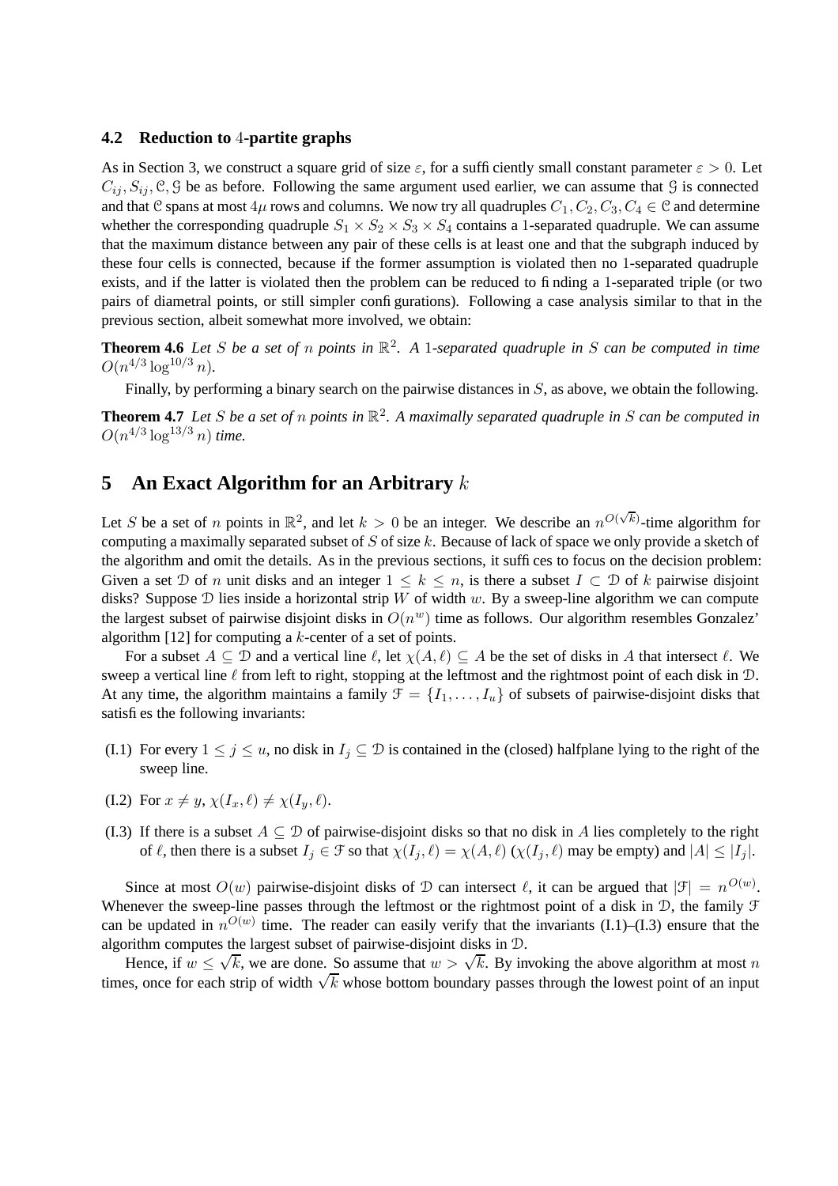### 4.2 Reduction to 4-partite graphs

As in Section 3, we construct a square grid of size $\varepsilon$, for a sufficiently small constant parameter $\varepsilon > 0$. Let $C_{ij}, S_{ij}, \mathcal{C}, \mathcal{G}$ be as before. Following the same argument used earlier, we can assume that $\mathcal{G}$ is connected and that $\mathcal{C}$ spans at most $4\mu$ rows and columns. We now try all quadruples $C_1, C_2, C_3, C_4 \in \mathcal{C}$ and determine whether the corresponding quadruple $S_1 \times S_2 \times S_3 \times S_4$ contains a 1-separated quadruple. We can assume that the maximum distance between any pair of these cells is at least one and that the subgraph induced by these four cells is connected, because if the former assumption is violated then no 1-separated quadruple exists, and if the latter is violated then the problem can be reduced to finding a 1-separated triple (or two pairs of diametral points, or still simpler configurations). Following a case analysis similar to that in the previous section, albeit somewhat more involved, we obtain:

**Theorem 4.6** *Let $S$ be a set of $n$ points in $\mathbb{R}^2$. A 1-separated quadruple in $S$ can be computed in time $O(n^{4/3} \log^{10/3} n)$.*

Finally, by performing a binary search on the pairwise distances in $S$, as above, we obtain the following.

**Theorem 4.7** *Let $S$ be a set of $n$ points in $\mathbb{R}^2$. A maximally separated quadruple in $S$ can be computed in $O(n^{4/3} \log^{13/3} n)$ time.*

## 5 An Exact Algorithm for an Arbitrary $k$

Let $S$ be a set of $n$ points in $\mathbb{R}^2$, and let $k > 0$ be an integer. We describe an $n^{O(\sqrt{k})}$-time algorithm for computing a maximally separated subset of $S$ of size $k$. Because of lack of space we only provide a sketch of the algorithm and omit the details. As in the previous sections, it suffices to focus on the decision problem: Given a set $\mathcal{D}$ of $n$ unit disks and an integer $1 \leq k \leq n$, is there a subset $I \subset \mathcal{D}$ of $k$ pairwise disjoint disks? Suppose $\mathcal{D}$ lies inside a horizontal strip $W$ of width $w$. By a sweep-line algorithm we can compute the largest subset of pairwise disjoint disks in $O(n^w)$ time as follows. Our algorithm resembles Gonzalez' algorithm [12] for computing a $k$-center of a set of points.

For a subset $A \subseteq \mathcal{D}$ and a vertical line $\ell$, let $\chi(A, \ell) \subseteq A$ be the set of disks in $A$ that intersect $\ell$. We sweep a vertical line $\ell$ from left to right, stopping at the leftmost and the rightmost point of each disk in $\mathcal{D}$. At any time, the algorithm maintains a family $\mathcal{F} = \{I_1, \ldots, I_u\}$ of subsets of pairwise-disjoint disks that satisfies the following invariants:

- (I.1) For every $1 \leq j \leq u$, no disk in $I_j \subseteq \mathcal{D}$ is contained in the (closed) halfplane lying to the right of the sweep line.
- (I.2) For $x \neq y$, $\chi(I_x, \ell) \neq \chi(I_y, \ell)$.
- (I.3) If there is a subset $A \subseteq \mathcal{D}$ of pairwise-disjoint disks so that no disk in $A$ lies completely to the right of $\ell$, then there is a subset $I_j \in \mathcal{F}$ so that $\chi(I_j, \ell) = \chi(A, \ell)$ ($\chi(I_j, \ell)$ may be empty) and $|A| \leq |I_j|$.

Since at most $O(w)$ pairwise-disjoint disks of $\mathcal{D}$ can intersect $\ell$, it can be argued that $|\mathcal{F}| = n^{O(w)}$. Whenever the sweep-line passes through the leftmost or the rightmost point of a disk in $\mathcal{D}$, the family $\mathcal{F}$ can be updated in $n^{O(w)}$ time. The reader can easily verify that the invariants (I.1)–(I.3) ensure that the algorithm computes the largest subset of pairwise-disjoint disks in $\mathcal{D}$.

Hence, if $w \leq \sqrt{k}$, we are done. So assume that $w > \sqrt{k}$. By invoking the above algorithm at most $n$ times, once for each strip of width $\sqrt{k}$ whose bottom boundary passes through the lowest point of an input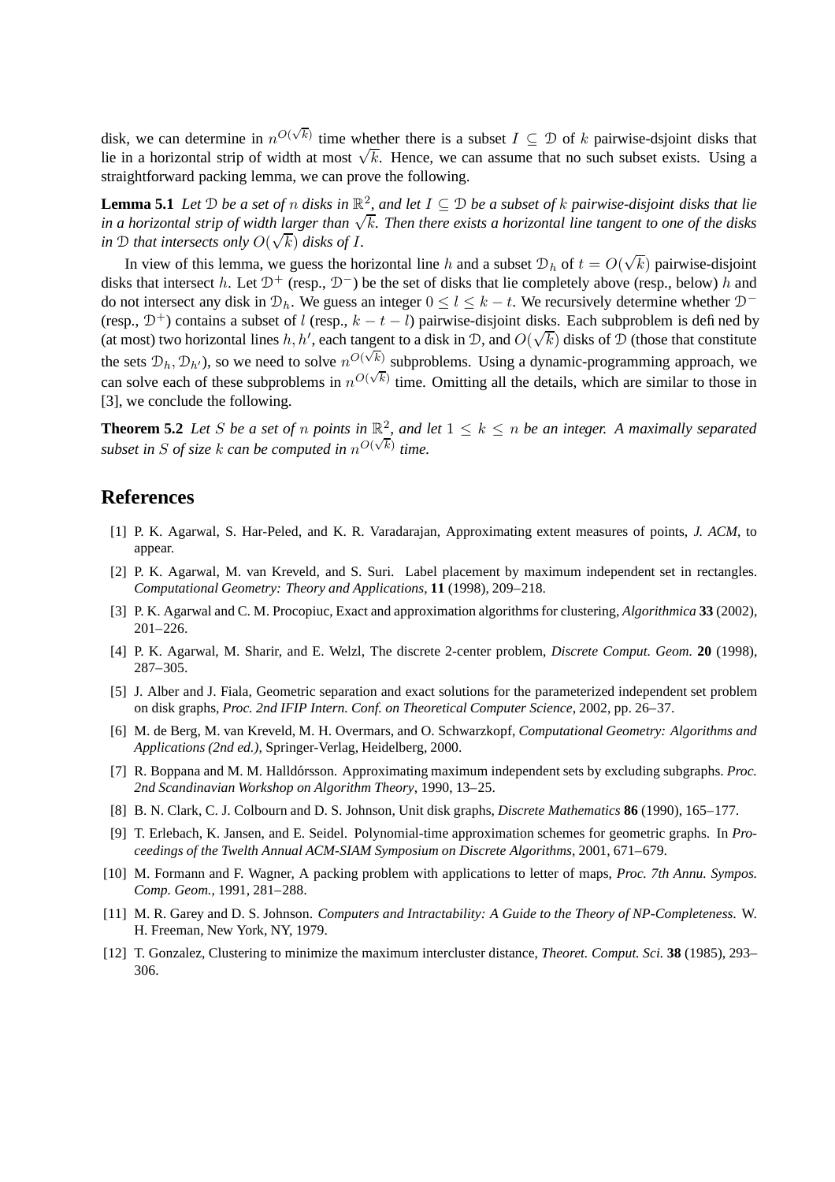disk, we can determine in $n^{O(\sqrt{k})}$ time whether there is a subset $I \subseteq \mathcal{D}$ of $k$ pairwise-dsjoint disks that lie in a horizontal strip of width at most $\sqrt{k}$. Hence, we can assume that no such subset exists. Using a straightforward packing lemma, we can prove the following.

**Lemma 5.1** *Let $\mathcal{D}$ be a set of $n$ disks in $\mathbb{R}^2$, and let $I \subseteq \mathcal{D}$ be a subset of $k$ pairwise-disjoint disks that lie in a horizontal strip of width larger than $\sqrt{k}$. Then there exists a horizontal line tangent to one of the disks in $\mathcal{D}$ that intersects only $O(\sqrt{k})$ disks of $I$.*

In view of this lemma, we guess the horizontal line $h$ and a subset $\mathcal{D}_h$ of $t = O(\sqrt{k})$ pairwise-disjoint disks that intersect $h$. Let $\mathcal{D}^+$ (resp., $\mathcal{D}^-$) be the set of disks that lie completely above (resp., below) $h$ and do not intersect any disk in $\mathcal{D}_h$. We guess an integer $0 \leq l \leq k - t$. We recursively determine whether $\mathcal{D}^-$ (resp., $\mathcal{D}^+$) contains a subset of $l$ (resp., $k - t - l$) pairwise-disjoint disks. Each subproblem is defined by (at most) two horizontal lines $h, h'$, each tangent to a disk in $\mathcal{D}$, and $O(\sqrt{k})$ disks of $\mathcal{D}$ (those that constitute the sets $\mathcal{D}_h, \mathcal{D}_{h'}$), so we need to solve $n^{O(\sqrt{k})}$ subproblems. Using a dynamic-programming approach, we can solve each of these subproblems in $n^{O(\sqrt{k})}$ time. Omitting all the details, which are similar to those in [3], we conclude the following.

**Theorem 5.2** *Let $S$ be a set of $n$ points in $\mathbb{R}^2$, and let $1 \leq k \leq n$ be an integer. A maximally separated subset in $S$ of size $k$ can be computed in $n^{O(\sqrt{k})}$ time.*

## References

[1] P. K. Agarwal, S. Har-Peled, and K. R. Varadarajan, Approximating extent measures of points, *J. ACM*, to appear.

[2] P. K. Agarwal, M. van Kreveld, and S. Suri. Label placement by maximum independent set in rectangles. *Computational Geometry: Theory and Applications*, **11** (1998), 209–218.

[3] P. K. Agarwal and C. M. Procopiuc, Exact and approximation algorithms for clustering, *Algorithmica* **33** (2002), 201–226.

[4] P. K. Agarwal, M. Sharir, and E. Welzl, The discrete 2-center problem, *Discrete Comput. Geom.* **20** (1998), 287–305.

[5] J. Alber and J. Fiala, Geometric separation and exact solutions for the parameterized independent set problem on disk graphs, *Proc. 2nd IFIP Intern. Conf. on Theoretical Computer Science*, 2002, pp. 26–37.

[6] M. de Berg, M. van Kreveld, M. H. Overmars, and O. Schwarzkopf, *Computational Geometry: Algorithms and Applications (2nd ed.)*, Springer-Verlag, Heidelberg, 2000.

[7] R. Boppana and M. M. Halldórsson. Approximating maximum independent sets by excluding subgraphs. *Proc. 2nd Scandinavian Workshop on Algorithm Theory*, 1990, 13–25.

[8] B. N. Clark, C. J. Colbourn and D. S. Johnson, Unit disk graphs, *Discrete Mathematics* **86** (1990), 165–177.

[9] T. Erlebach, K. Jansen, and E. Seidel. Polynomial-time approximation schemes for geometric graphs. In *Proceedings of the Twelth Annual ACM-SIAM Symposium on Discrete Algorithms*, 2001, 671–679.

[10] M. Formann and F. Wagner, A packing problem with applications to letter of maps, *Proc. 7th Annu. Sympos. Comp. Geom.*, 1991, 281–288.

[11] M. R. Garey and D. S. Johnson. *Computers and Intractability: A Guide to the Theory of NP-Completeness.* W. H. Freeman, New York, NY, 1979.

[12] T. Gonzalez, Clustering to minimize the maximum intercluster distance, *Theoret. Comput. Sci.* **38** (1985), 293–306.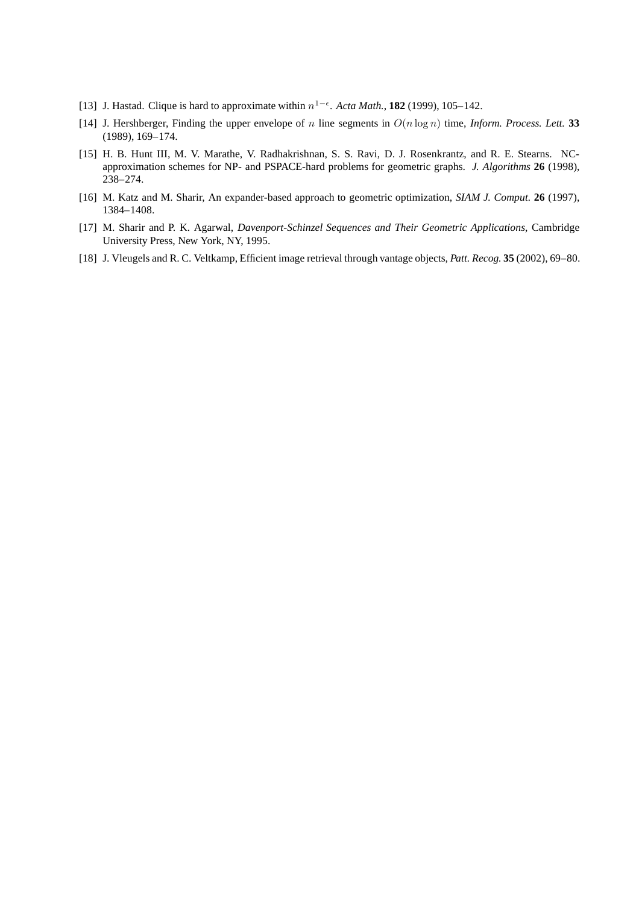[13] J. Hastad. Clique is hard to approximate within $n^{1-\epsilon}$. *Acta Math.*, **182** (1999), 105–142.

[14] J. Hershberger, Finding the upper envelope of $n$ line segments in $O(n \log n)$ time, *Inform. Process. Lett.* **33** (1989), 169–174.

[15] H. B. Hunt III, M. V. Marathe, V. Radhakrishnan, S. S. Ravi, D. J. Rosenkrantz, and R. E. Stearns. NC-approximation schemes for NP- and PSPACE-hard problems for geometric graphs. *J. Algorithms* **26** (1998), 238–274.

[16] M. Katz and M. Sharir, An expander-based approach to geometric optimization, *SIAM J. Comput.* **26** (1997), 1384–1408.

[17] M. Sharir and P. K. Agarwal, *Davenport-Schinzel Sequences and Their Geometric Applications*, Cambridge University Press, New York, NY, 1995.

[18] J. Vleugels and R. C. Veltkamp, Efficient image retrieval through vantage objects, *Patt. Recog.* **35** (2002), 69–80.